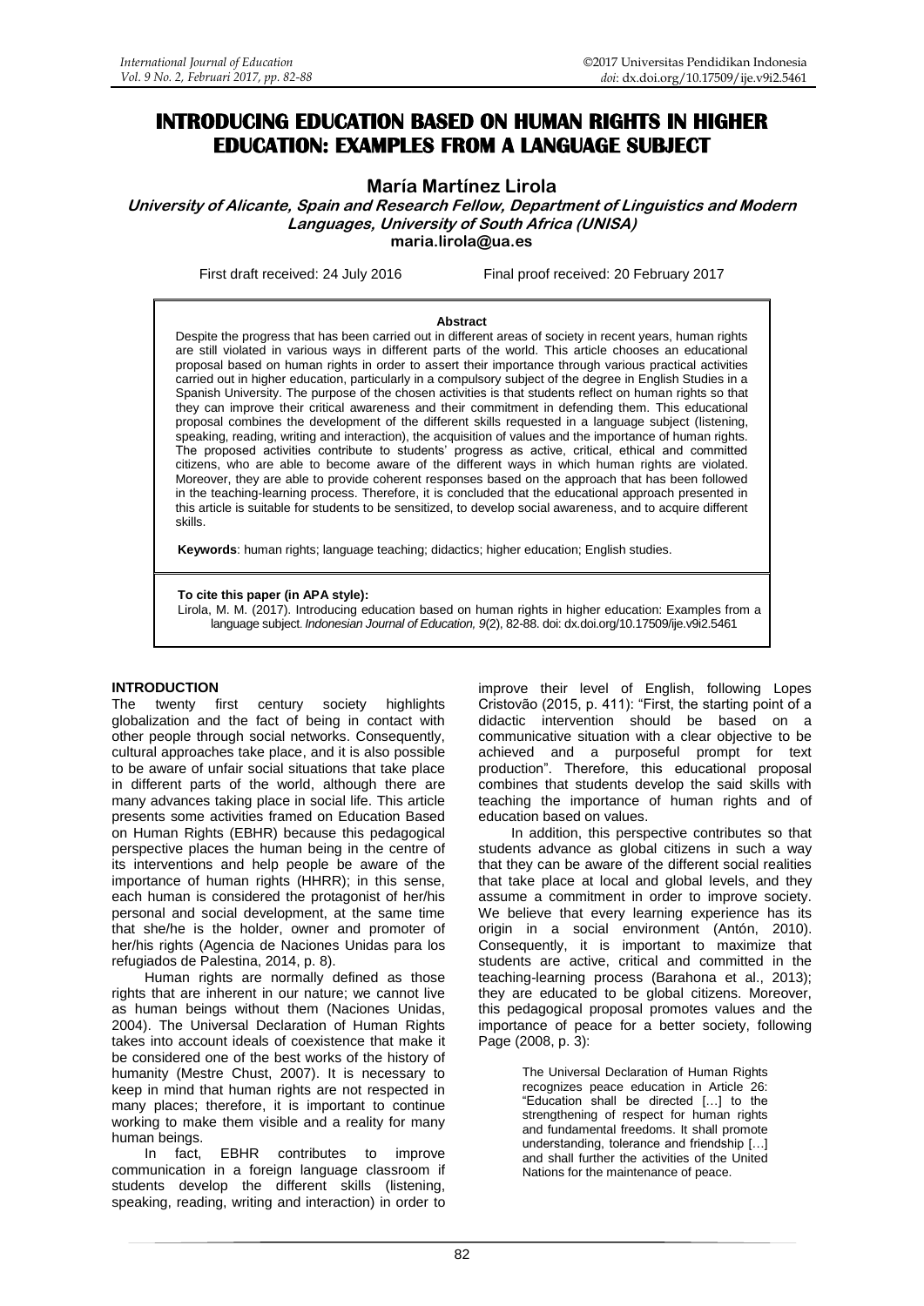# INTRODUCING EDUCATION BASED ON HUMAN RIGHTS IN HIGHER EDUCATION: EXAMPLES FROM A LANGUAGE SUBJECT

**María Martínez Lirola**

***University of Alicante, Spain and Research Fellow, Department of Linguistics and Modern Languages, University of South Africa (UNISA)***

**maria.lirola@ua.es**

First draft received: 24 July 2016 Final proof received: 20 February 2017

**Abstract**

Despite the progress that has been carried out in different areas of society in recent years, human rights are still violated in various ways in different parts of the world. This article chooses an educational proposal based on human rights in order to assert their importance through various practical activities carried out in higher education, particularly in a compulsory subject of the degree in English Studies in a Spanish University. The purpose of the chosen activities is that students reflect on human rights so that they can improve their critical awareness and their commitment in defending them. This educational proposal combines the development of the different skills requested in a language subject (listening, speaking, reading, writing and interaction), the acquisition of values and the importance of human rights. The proposed activities contribute to students' progress as active, critical, ethical and committed citizens, who are able to become aware of the different ways in which human rights are violated. Moreover, they are able to provide coherent responses based on the approach that has been followed in the teaching-learning process. Therefore, it is concluded that the educational approach presented in this article is suitable for students to be sensitized, to develop social awareness, and to acquire different skills.

**Keywords**: human rights; language teaching; didactics; higher education; English studies.

**To cite this paper (in APA style):**

Lirola, M. M. (2017). Introducing education based on human rights in higher education: Examples from a language subject. *Indonesian Journal of Education, 9*(2), 82-88. doi: dx.doi.org/10.17509/ije.v9i2.5461

## INTRODUCTION

The twenty first century society highlights globalization and the fact of being in contact with other people through social networks. Consequently, cultural approaches take place, and it is also possible to be aware of unfair social situations that take place in different parts of the world, although there are many advances taking place in social life. This article presents some activities framed on Education Based on Human Rights (EBHR) because this pedagogical perspective places the human being in the centre of its interventions and help people be aware of the importance of human rights (HHRR); in this sense, each human is considered the protagonist of her/his personal and social development, at the same time that she/he is the holder, owner and promoter of her/his rights (Agencia de Naciones Unidas para los refugiados de Palestina, 2014, p. 8).

Human rights are normally defined as those rights that are inherent in our nature; we cannot live as human beings without them (Naciones Unidas, 2004). The Universal Declaration of Human Rights takes into account ideals of coexistence that make it be considered one of the best works of the history of humanity (Mestre Chust, 2007). It is necessary to keep in mind that human rights are not respected in many places; therefore, it is important to continue working to make them visible and a reality for many human beings.

In fact, EBHR contributes to improve communication in a foreign language classroom if students develop the different skills (listening, speaking, reading, writing and interaction) in order to improve their level of English, following Lopes Cristovão (2015, p. 411): "First, the starting point of a didactic intervention should be based on a communicative situation with a clear objective to be achieved and a purposeful prompt for text production". Therefore, this educational proposal combines that students develop the said skills with teaching the importance of human rights and of education based on values.

In addition, this perspective contributes so that students advance as global citizens in such a way that they can be aware of the different social realities that take place at local and global levels, and they assume a commitment in order to improve society. We believe that every learning experience has its origin in a social environment (Antón, 2010). Consequently, it is important to maximize that students are active, critical and committed in the teaching-learning process (Barahona et al., 2013); they are educated to be global citizens. Moreover, this pedagogical proposal promotes values and the importance of peace for a better society, following Page (2008, p. 3):

> The Universal Declaration of Human Rights recognizes peace education in Article 26: "Education shall be directed […] to the strengthening of respect for human rights and fundamental freedoms. It shall promote understanding, tolerance and friendship […] and shall further the activities of the United Nations for the maintenance of peace.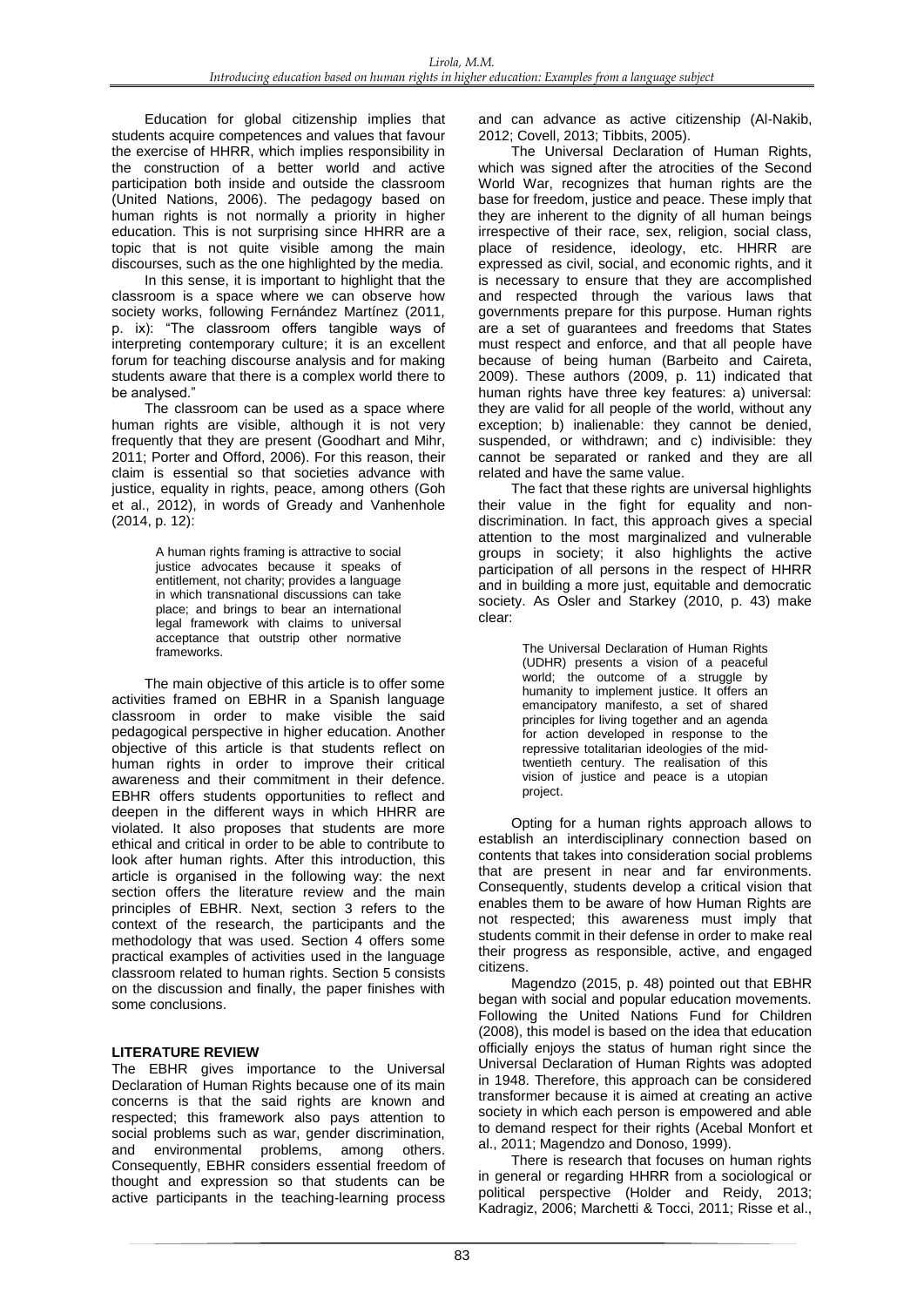Education for global citizenship implies that students acquire competences and values that favour the exercise of HHRR, which implies responsibility in the construction of a better world and active participation both inside and outside the classroom (United Nations, 2006). The pedagogy based on human rights is not normally a priority in higher education. This is not surprising since HHRR are a topic that is not quite visible among the main discourses, such as the one highlighted by the media.

In this sense, it is important to highlight that the classroom is a space where we can observe how society works, following Fernández Martínez (2011, p. ix): "The classroom offers tangible ways of interpreting contemporary culture; it is an excellent forum for teaching discourse analysis and for making students aware that there is a complex world there to be analysed."

The classroom can be used as a space where human rights are visible, although it is not very frequently that they are present (Goodhart and Mihr, 2011; Porter and Offord, 2006). For this reason, their claim is essential so that societies advance with justice, equality in rights, peace, among others (Goh et al., 2012), in words of Gready and Vanhenhole (2014, p. 12):

> A human rights framing is attractive to social justice advocates because it speaks of entitlement, not charity; provides a language in which transnational discussions can take place; and brings to bear an international legal framework with claims to universal acceptance that outstrip other normative frameworks.

The main objective of this article is to offer some activities framed on EBHR in a Spanish language classroom in order to make visible the said pedagogical perspective in higher education. Another objective of this article is that students reflect on human rights in order to improve their critical awareness and their commitment in their defence. EBHR offers students opportunities to reflect and deepen in the different ways in which HHRR are violated. It also proposes that students are more ethical and critical in order to be able to contribute to look after human rights. After this introduction, this article is organised in the following way: the next section offers the literature review and the main principles of EBHR. Next, section 3 refers to the context of the research, the participants and the methodology that was used. Section 4 offers some practical examples of activities used in the language classroom related to human rights. Section 5 consists on the discussion and finally, the paper finishes with some conclusions.

## LITERATURE REVIEW

The EBHR gives importance to the Universal Declaration of Human Rights because one of its main concerns is that the said rights are known and respected; this framework also pays attention to social problems such as war, gender discrimination, and environmental problems, among others. Consequently, EBHR considers essential freedom of thought and expression so that students can be active participants in the teaching-learning process and can advance as active citizenship (Al-Nakib, 2012; Covell, 2013; Tibbits, 2005).

The Universal Declaration of Human Rights, which was signed after the atrocities of the Second World War, recognizes that human rights are the base for freedom, justice and peace. These imply that they are inherent to the dignity of all human beings irrespective of their race, sex, religion, social class, place of residence, ideology, etc. HHRR are expressed as civil, social, and economic rights, and it is necessary to ensure that they are accomplished and respected through the various laws that governments prepare for this purpose. Human rights are a set of guarantees and freedoms that States must respect and enforce, and that all people have because of being human (Barbeito and Caireta, 2009). These authors (2009, p. 11) indicated that human rights have three key features: a) universal: they are valid for all people of the world, without any exception; b) inalienable: they cannot be denied, suspended, or withdrawn; and c) indivisible: they cannot be separated or ranked and they are all related and have the same value.

The fact that these rights are universal highlights their value in the fight for equality and non-discrimination. In fact, this approach gives a special attention to the most marginalized and vulnerable groups in society; it also highlights the active participation of all persons in the respect of HHRR and in building a more just, equitable and democratic society. As Osler and Starkey (2010, p. 43) make clear:

> The Universal Declaration of Human Rights (UDHR) presents a vision of a peaceful world; the outcome of a struggle by humanity to implement justice. It offers an emancipatory manifesto, a set of shared principles for living together and an agenda for action developed in response to the repressive totalitarian ideologies of the mid-twentieth century. The realisation of this vision of justice and peace is a utopian project.

Opting for a human rights approach allows to establish an interdisciplinary connection based on contents that takes into consideration social problems that are present in near and far environments. Consequently, students develop a critical vision that enables them to be aware of how Human Rights are not respected; this awareness must imply that students commit in their defense in order to make real their progress as responsible, active, and engaged citizens.

Magendzo (2015, p. 48) pointed out that EBHR began with social and popular education movements. Following the United Nations Fund for Children (2008), this model is based on the idea that education officially enjoys the status of human right since the Universal Declaration of Human Rights was adopted in 1948. Therefore, this approach can be considered transformer because it is aimed at creating an active society in which each person is empowered and able to demand respect for their rights (Acebal Monfort et al., 2011; Magendzo and Donoso, 1999).

There is research that focuses on human rights in general or regarding HHRR from a sociological or political perspective (Holder and Reidy, 2013; Kadragiz, 2006; Marchetti & Tocci, 2011; Risse et al.,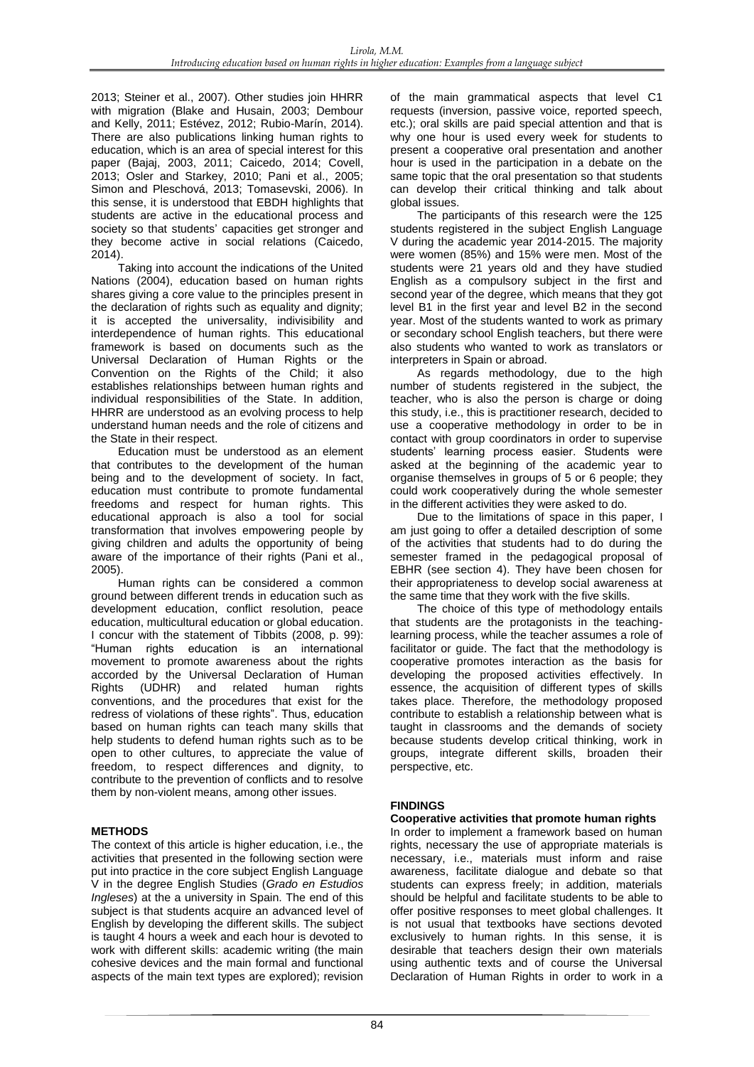2013; Steiner et al., 2007). Other studies join HHRR with migration (Blake and Husain, 2003; Dembour and Kelly, 2011; Estévez, 2012; Rubio-Marín, 2014). There are also publications linking human rights to education, which is an area of special interest for this paper (Bajaj, 2003, 2011; Caicedo, 2014; Covell, 2013; Osler and Starkey, 2010; Pani et al., 2005; Simon and Pleschová, 2013; Tomasevski, 2006). In this sense, it is understood that EBDH highlights that students are active in the educational process and society so that students' capacities get stronger and they become active in social relations (Caicedo, 2014).

Taking into account the indications of the United Nations (2004), education based on human rights shares giving a core value to the principles present in the declaration of rights such as equality and dignity; it is accepted the universality, indivisibility and interdependence of human rights. This educational framework is based on documents such as the Universal Declaration of Human Rights or the Convention on the Rights of the Child; it also establishes relationships between human rights and individual responsibilities of the State. In addition, HHRR are understood as an evolving process to help understand human needs and the role of citizens and the State in their respect.

Education must be understood as an element that contributes to the development of the human being and to the development of society. In fact, education must contribute to promote fundamental freedoms and respect for human rights. This educational approach is also a tool for social transformation that involves empowering people by giving children and adults the opportunity of being aware of the importance of their rights (Pani et al., 2005).

Human rights can be considered a common ground between different trends in education such as development education, conflict resolution, peace education, multicultural education or global education. I concur with the statement of Tibbits (2008, p. 99): "Human rights education is an international movement to promote awareness about the rights accorded by the Universal Declaration of Human Rights (UDHR) and related human rights conventions, and the procedures that exist for the redress of violations of these rights". Thus, education based on human rights can teach many skills that help students to defend human rights such as to be open to other cultures, to appreciate the value of freedom, to respect differences and dignity, to contribute to the prevention of conflicts and to resolve them by non-violent means, among other issues.

## METHODS

The context of this article is higher education, i.e., the activities that presented in the following section were put into practice in the core subject English Language V in the degree English Studies (*Grado en Estudios Ingleses*) at the a university in Spain. The end of this subject is that students acquire an advanced level of English by developing the different skills. The subject is taught 4 hours a week and each hour is devoted to work with different skills: academic writing (the main cohesive devices and the main formal and functional aspects of the main text types are explored); revision of the main grammatical aspects that level C1 requests (inversion, passive voice, reported speech, etc.); oral skills are paid special attention and that is why one hour is used every week for students to present a cooperative oral presentation and another hour is used in the participation in a debate on the same topic that the oral presentation so that students can develop their critical thinking and talk about global issues.

The participants of this research were the 125 students registered in the subject English Language V during the academic year 2014-2015. The majority were women (85%) and 15% were men. Most of the students were 21 years old and they have studied English as a compulsory subject in the first and second year of the degree, which means that they got level B1 in the first year and level B2 in the second year. Most of the students wanted to work as primary or secondary school English teachers, but there were also students who wanted to work as translators or interpreters in Spain or abroad.

As regards methodology, due to the high number of students registered in the subject, the teacher, who is also the person is charge or doing this study, i.e., this is practitioner research, decided to use a cooperative methodology in order to be in contact with group coordinators in order to supervise students' learning process easier. Students were asked at the beginning of the academic year to organise themselves in groups of 5 or 6 people; they could work cooperatively during the whole semester in the different activities they were asked to do.

Due to the limitations of space in this paper, I am just going to offer a detailed description of some of the activities that students had to do during the semester framed in the pedagogical proposal of EBHR (see section 4). They have been chosen for their appropriateness to develop social awareness at the same time that they work with the five skills.

The choice of this type of methodology entails that students are the protagonists in the teaching-learning process, while the teacher assumes a role of facilitator or guide. The fact that the methodology is cooperative promotes interaction as the basis for developing the proposed activities effectively. In essence, the acquisition of different types of skills takes place. Therefore, the methodology proposed contribute to establish a relationship between what is taught in classrooms and the demands of society because students develop critical thinking, work in groups, integrate different skills, broaden their perspective, etc.

## FINDINGS

### Cooperative activities that promote human rights

In order to implement a framework based on human rights, necessary the use of appropriate materials is necessary, i.e., materials must inform and raise awareness, facilitate dialogue and debate so that students can express freely; in addition, materials should be helpful and facilitate students to be able to offer positive responses to meet global challenges. It is not usual that textbooks have sections devoted exclusively to human rights. In this sense, it is desirable that teachers design their own materials using authentic texts and of course the Universal Declaration of Human Rights in order to work in a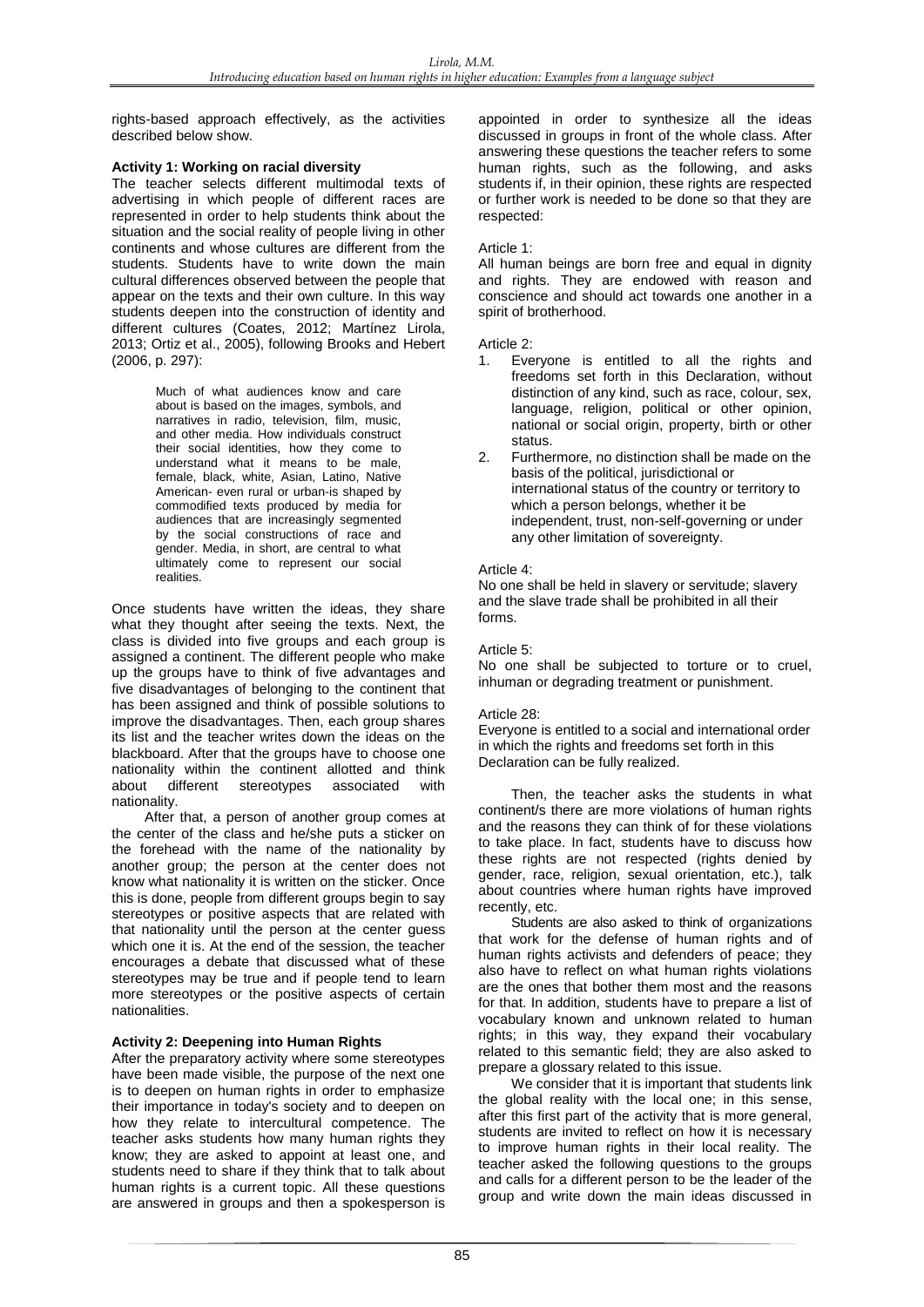rights-based approach effectively, as the activities described below show.

**Activity 1: Working on racial diversity**

The teacher selects different multimodal texts of advertising in which people of different races are represented in order to help students think about the situation and the social reality of people living in other continents and whose cultures are different from the students. Students have to write down the main cultural differences observed between the people that appear on the texts and their own culture. In this way students deepen into the construction of identity and different cultures (Coates, 2012; Martínez Lirola, 2013; Ortiz et al., 2005), following Brooks and Hebert (2006, p. 297):

> Much of what audiences know and care about is based on the images, symbols, and narratives in radio, television, film, music, and other media. How individuals construct their social identities, how they come to understand what it means to be male, female, black, white, Asian, Latino, Native American- even rural or urban-is shaped by commodified texts produced by media for audiences that are increasingly segmented by the social constructions of race and gender. Media, in short, are central to what ultimately come to represent our social realities.

Once students have written the ideas, they share what they thought after seeing the texts. Next, the class is divided into five groups and each group is assigned a continent. The different people who make up the groups have to think of five advantages and five disadvantages of belonging to the continent that has been assigned and think of possible solutions to improve the disadvantages. Then, each group shares its list and the teacher writes down the ideas on the blackboard. After that the groups have to choose one nationality within the continent allotted and think about different stereotypes associated with nationality.

After that, a person of another group comes at the center of the class and he/she puts a sticker on the forehead with the name of the nationality by another group; the person at the center does not know what nationality it is written on the sticker. Once this is done, people from different groups begin to say stereotypes or positive aspects that are related with that nationality until the person at the center guess which one it is. At the end of the session, the teacher encourages a debate that discussed what of these stereotypes may be true and if people tend to learn more stereotypes or the positive aspects of certain nationalities.

**Activity 2: Deepening into Human Rights**

After the preparatory activity where some stereotypes have been made visible, the purpose of the next one is to deepen on human rights in order to emphasize their importance in today's society and to deepen on how they relate to intercultural competence. The teacher asks students how many human rights they know; they are asked to appoint at least one, and students need to share if they think that to talk about human rights is a current topic. All these questions are answered in groups and then a spokesperson is appointed in order to synthesize all the ideas discussed in groups in front of the whole class. After answering these questions the teacher refers to some human rights, such as the following, and asks students if, in their opinion, these rights are respected or further work is needed to be done so that they are respected:

Article 1:
All human beings are born free and equal in dignity and rights. They are endowed with reason and conscience and should act towards one another in a spirit of brotherhood.

Article 2:

1. Everyone is entitled to all the rights and freedoms set forth in this Declaration, without distinction of any kind, such as race, colour, sex, language, religion, political or other opinion, national or social origin, property, birth or other status.
2. Furthermore, no distinction shall be made on the basis of the political, jurisdictional or international status of the country or territory to which a person belongs, whether it be independent, trust, non-self-governing or under any other limitation of sovereignty.

Article 4:
No one shall be held in slavery or servitude; slavery and the slave trade shall be prohibited in all their forms.

Article 5:
No one shall be subjected to torture or to cruel, inhuman or degrading treatment or punishment.

Article 28:
Everyone is entitled to a social and international order in which the rights and freedoms set forth in this Declaration can be fully realized.

Then, the teacher asks the students in what continent/s there are more violations of human rights and the reasons they can think of for these violations to take place. In fact, students have to discuss how these rights are not respected (rights denied by gender, race, religion, sexual orientation, etc.), talk about countries where human rights have improved recently, etc.

Students are also asked to think of organizations that work for the defense of human rights and of human rights activists and defenders of peace; they also have to reflect on what human rights violations are the ones that bother them most and the reasons for that. In addition, students have to prepare a list of vocabulary known and unknown related to human rights; in this way, they expand their vocabulary related to this semantic field; they are also asked to prepare a glossary related to this issue.

We consider that it is important that students link the global reality with the local one; in this sense, after this first part of the activity that is more general, students are invited to reflect on how it is necessary to improve human rights in their local reality. The teacher asked the following questions to the groups and calls for a different person to be the leader of the group and write down the main ideas discussed in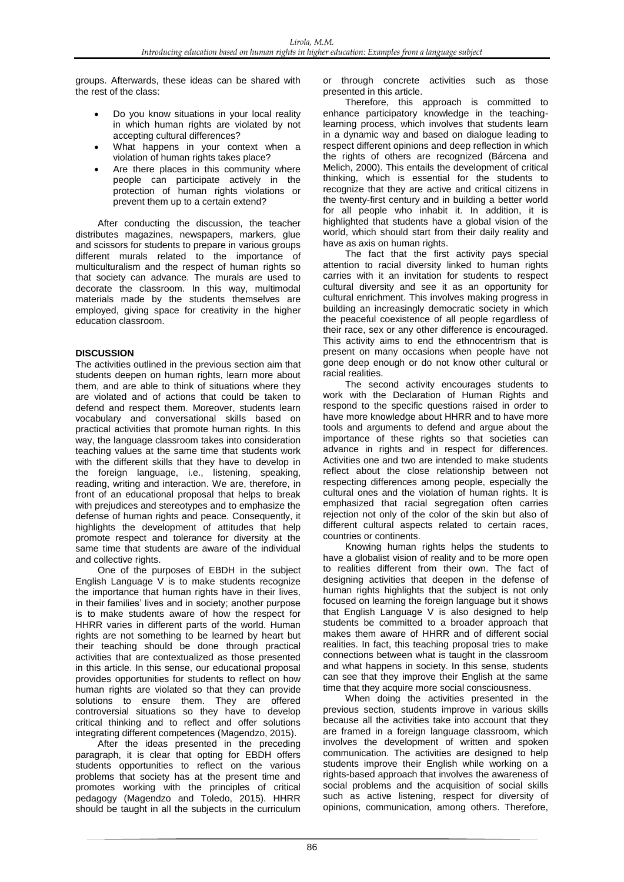groups. Afterwards, these ideas can be shared with the rest of the class:

- Do you know situations in your local reality in which human rights are violated by not accepting cultural differences?
- What happens in your context when a violation of human rights takes place?
- Are there places in this community where people can participate actively in the protection of human rights violations or prevent them up to a certain extend?

After conducting the discussion, the teacher distributes magazines, newspapers, markers, glue and scissors for students to prepare in various groups different murals related to the importance of multiculturalism and the respect of human rights so that society can advance. The murals are used to decorate the classroom. In this way, multimodal materials made by the students themselves are employed, giving space for creativity in the higher education classroom.

## DISCUSSION

The activities outlined in the previous section aim that students deepen on human rights, learn more about them, and are able to think of situations where they are violated and of actions that could be taken to defend and respect them. Moreover, students learn vocabulary and conversational skills based on practical activities that promote human rights. In this way, the language classroom takes into consideration teaching values at the same time that students work with the different skills that they have to develop in the foreign language, i.e., listening, speaking, reading, writing and interaction. We are, therefore, in front of an educational proposal that helps to break with prejudices and stereotypes and to emphasize the defense of human rights and peace. Consequently, it highlights the development of attitudes that help promote respect and tolerance for diversity at the same time that students are aware of the individual and collective rights.

One of the purposes of EBDH in the subject English Language V is to make students recognize the importance that human rights have in their lives, in their families' lives and in society; another purpose is to make students aware of how the respect for HHRR varies in different parts of the world. Human rights are not something to be learned by heart but their teaching should be done through practical activities that are contextualized as those presented in this article. In this sense, our educational proposal provides opportunities for students to reflect on how human rights are violated so that they can provide solutions to ensure them. They are offered controversial situations so they have to develop critical thinking and to reflect and offer solutions integrating different competences (Magendzo, 2015).

After the ideas presented in the preceding paragraph, it is clear that opting for EBDH offers students opportunities to reflect on the various problems that society has at the present time and promotes working with the principles of critical pedagogy (Magendzo and Toledo, 2015). HHRR should be taught in all the subjects in the curriculum or through concrete activities such as those presented in this article.

Therefore, this approach is committed to enhance participatory knowledge in the teaching-learning process, which involves that students learn in a dynamic way and based on dialogue leading to respect different opinions and deep reflection in which the rights of others are recognized (Bárcena and Melich, 2000). This entails the development of critical thinking, which is essential for the students to recognize that they are active and critical citizens in the twenty-first century and in building a better world for all people who inhabit it. In addition, it is highlighted that students have a global vision of the world, which should start from their daily reality and have as axis on human rights.

The fact that the first activity pays special attention to racial diversity linked to human rights carries with it an invitation for students to respect cultural diversity and see it as an opportunity for cultural enrichment. This involves making progress in building an increasingly democratic society in which the peaceful coexistence of all people regardless of their race, sex or any other difference is encouraged. This activity aims to end the ethnocentrism that is present on many occasions when people have not gone deep enough or do not know other cultural or racial realities.

The second activity encourages students to work with the Declaration of Human Rights and respond to the specific questions raised in order to have more knowledge about HHRR and to have more tools and arguments to defend and argue about the importance of these rights so that societies can advance in rights and in respect for differences. Activities one and two are intended to make students reflect about the close relationship between not respecting differences among people, especially the cultural ones and the violation of human rights. It is emphasized that racial segregation often carries rejection not only of the color of the skin but also of different cultural aspects related to certain races, countries or continents.

Knowing human rights helps the students to have a globalist vision of reality and to be more open to realities different from their own. The fact of designing activities that deepen in the defense of human rights highlights that the subject is not only focused on learning the foreign language but it shows that English Language V is also designed to help students be committed to a broader approach that makes them aware of HHRR and of different social realities. In fact, this teaching proposal tries to make connections between what is taught in the classroom and what happens in society. In this sense, students can see that they improve their English at the same time that they acquire more social consciousness.

When doing the activities presented in the previous section, students improve in various skills because all the activities take into account that they are framed in a foreign language classroom, which involves the development of written and spoken communication. The activities are designed to help students improve their English while working on a rights-based approach that involves the awareness of social problems and the acquisition of social skills such as active listening, respect for diversity of opinions, communication, among others. Therefore,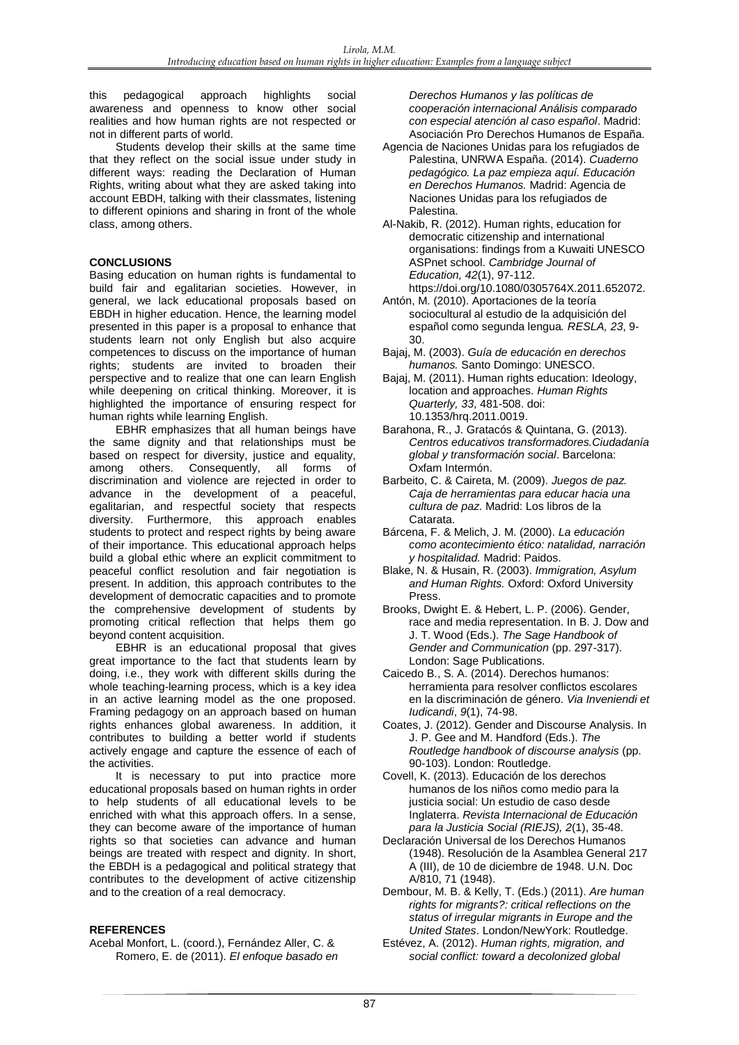this pedagogical approach highlights social awareness and openness to know other social realities and how human rights are not respected or not in different parts of world.

Students develop their skills at the same time that they reflect on the social issue under study in different ways: reading the Declaration of Human Rights, writing about what they are asked taking into account EBDH, talking with their classmates, listening to different opinions and sharing in front of the whole class, among others.

## CONCLUSIONS

Basing education on human rights is fundamental to build fair and egalitarian societies. However, in general, we lack educational proposals based on EBDH in higher education. Hence, the learning model presented in this paper is a proposal to enhance that students learn not only English but also acquire competences to discuss on the importance of human rights; students are invited to broaden their perspective and to realize that one can learn English while deepening on critical thinking. Moreover, it is highlighted the importance of ensuring respect for human rights while learning English.

EBHR emphasizes that all human beings have the same dignity and that relationships must be based on respect for diversity, justice and equality, among others. Consequently, all forms of discrimination and violence are rejected in order to advance in the development of a peaceful, egalitarian, and respectful society that respects diversity. Furthermore, this approach enables students to protect and respect rights by being aware of their importance. This educational approach helps build a global ethic where an explicit commitment to peaceful conflict resolution and fair negotiation is present. In addition, this approach contributes to the development of democratic capacities and to promote the comprehensive development of students by promoting critical reflection that helps them go beyond content acquisition.

EBHR is an educational proposal that gives great importance to the fact that students learn by doing, i.e., they work with different skills during the whole teaching-learning process, which is a key idea in an active learning model as the one proposed. Framing pedagogy on an approach based on human rights enhances global awareness. In addition, it contributes to building a better world if students actively engage and capture the essence of each of the activities.

It is necessary to put into practice more educational proposals based on human rights in order to help students of all educational levels to be enriched with what this approach offers. In a sense, they can become aware of the importance of human rights so that societies can advance and human beings are treated with respect and dignity. In short, the EBDH is a pedagogical and political strategy that contributes to the development of active citizenship and to the creation of a real democracy.

## REFERENCES

Acebal Monfort, L. (coord.), Fernández Aller, C. & Romero, E. de (2011). *El enfoque basado en Derechos Humanos y las políticas de cooperación internacional Análisis comparado con especial atención al caso español*. Madrid: Asociación Pro Derechos Humanos de España.

Agencia de Naciones Unidas para los refugiados de Palestina, UNRWA España. (2014). *Cuaderno pedagógico. La paz empieza aquí. Educación en Derechos Humanos.* Madrid: Agencia de Naciones Unidas para los refugiados de Palestina.

Al-Nakib, R. (2012). Human rights, education for democratic citizenship and international organisations: findings from a Kuwaiti UNESCO ASPnet school. *Cambridge Journal of Education, 42*(1), 97-112. https://doi.org/10.1080/0305764X.2011.652072.

Antón, M. (2010). Aportaciones de la teoría sociocultural al estudio de la adquisición del español como segunda lengua*. RESLA, 23*, 9-30.

Bajaj, M. (2003). *Guía de educación en derechos humanos.* Santo Domingo: UNESCO.

Bajaj, M. (2011). Human rights education: Ideology, location and approaches. *Human Rights Quarterly, 33*, 481-508. doi: 10.1353/hrq.2011.0019.

Barahona, R., J. Gratacós & Quintana, G. (2013). *Centros educativos transformadores.Ciudadanía global y transformación social*. Barcelona: Oxfam Intermón.

Barbeito, C. & Caireta, M. (2009). *Juegos de paz. Caja de herramientas para educar hacia una cultura de paz.* Madrid: Los libros de la Catarata.

Bárcena, F. & Melich, J. M. (2000). *La educación como acontecimiento ético: natalidad, narración y hospitalidad.* Madrid: Paidos.

Blake, N. & Husain, R. (2003). *Immigration, Asylum and Human Rights.* Oxford: Oxford University Press.

Brooks, Dwight E. & Hebert, L. P. (2006). Gender, race and media representation. In B. J. Dow and J. T. Wood (Eds.). *The Sage Handbook of Gender and Communication* (pp. 297-317). London: Sage Publications.

Caicedo B., S. A. (2014). Derechos humanos: herramienta para resolver conflictos escolares en la discriminación de género. *Via Inveniendi et Iudicandi*, *9*(1), 74-98.

Coates, J. (2012). Gender and Discourse Analysis. In J. P. Gee and M. Handford (Eds.). *The Routledge handbook of discourse analysis* (pp. 90-103). London: Routledge.

Covell, K. (2013). Educación de los derechos humanos de los niños como medio para la justicia social: Un estudio de caso desde Inglaterra. *Revista Internacional de Educación para la Justicia Social (RIEJS), 2*(1), 35-48.

Declaración Universal de los Derechos Humanos (1948). Resolución de la Asamblea General 217 A (III), de 10 de diciembre de 1948. U.N. Doc A/810, 71 (1948).

Dembour, M. B. & Kelly, T. (Eds.) (2011). *Are human rights for migrants?: critical reflections on the status of irregular migrants in Europe and the United States*. London/NewYork: Routledge.

Estévez, A. (2012). *Human rights, migration, and social conflict: toward a decolonized global*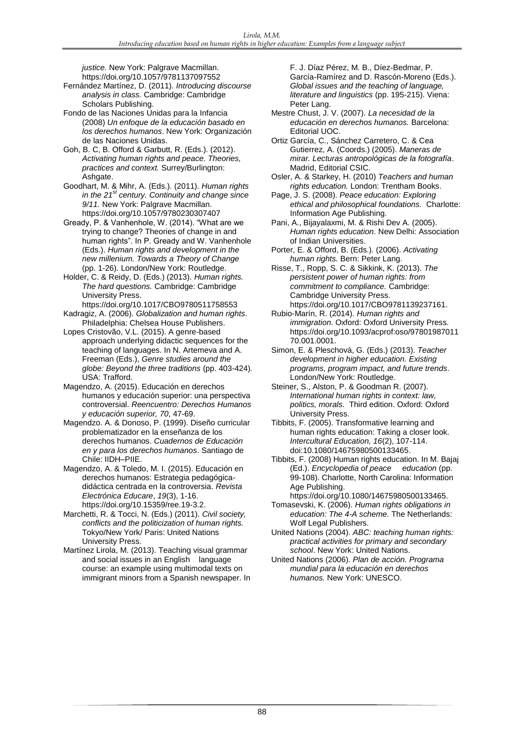*justice.* New York: Palgrave Macmillan. https://doi.org/10.1057/9781137097552

Fernández Martínez, D. (2011). *Introducing discourse analysis in class.* Cambridge: Cambridge Scholars Publishing.

Fondo de las Naciones Unidas para la Infancia (2008) *Un enfoque de la educación basado en los derechos humanos*. New York: Organización de las Naciones Unidas.

Goh, B. C, B. Offord & Garbutt, R. (Eds.). (2012). *Activating human rights and peace. Theories, practices and context.* Surrey/Burlington: Ashgate.

Goodhart, M. & Mihr, A. (Eds.). (2011). *Human rights in the 21st century. Continuity and change since 9/11.* New York: Palgrave Macmillan. https://doi.org/10.1057/9780230307407

Gready, P. & Vanhenhole, W. (2014). "What are we trying to change? Theories of change in and human rights". In P. Gready and W. Vanhenhole (Eds.). *Human rights and development in the new millenium. Towards a Theory of Change* (pp. 1-26)*.* London/New York: Routledge.

Holder, C. & Reidy, D. (Eds.) (2013). *Human rights. The hard questions.* Cambridge: Cambridge University Press. https://doi.org/10.1017/CBO9780511758553

Kadragiz, A. (2006). *Globalization and human rights*. Philadelphia: Chelsea House Publishers.

Lopes Cristovão, V.L. (2015). A genre-based approach underlying didactic sequences for the teaching of languages. In N. Artemeva and A. Freeman (Eds.), *Genre studies around the globe: Beyond the three traditions* (pp. 403-424)*.* USA: Trafford.

Magendzo, A. (2015). Educación en derechos humanos y educación superior: una perspectiva controversial. *Reencuentro: Derechos Humanos y educación superior, 70*, 47-69.

Magendzo. A. & Donoso, P. (1999). Diseño curricular problematizador en la enseñanza de los derechos humanos. *Cuadernos de Educación en y para los derechos humanos*. Santiago de Chile: IIDH–PIIE.

Magendzo, A. & Toledo, M. I. (2015). Educación en derechos humanos: Estrategia pedagógica-didáctica centrada en la controversia. *Revista Electrónica Educare*, *19*(3), 1-16. https://doi.org/10.15359/ree.19-3.2.

Marchetti, R. & Tocci, N. (Eds.) (2011). *Civil society, conflicts and the politicization of human rights.* Tokyo/New York/ Paris: United Nations University Press.

Martínez Lirola, M. (2013). Teaching visual grammar and social issues in an English language course: an example using multimodal texts on immigrant minors from a Spanish newspaper. In F. J. Díaz Pérez, M. B., Díez-Bedmar, P. García-Ramírez and D. Rascón-Moreno (Eds.). *Global issues and the teaching of language, literature and linguistics* (pp. 195-215). Viena: Peter Lang.

Mestre Chust, J. V. (2007). *La necesidad de la educación en derechos humanos.* Barcelona: Editorial UOC.

Ortiz García, C., Sánchez Carretero, C. & Cea Gutierrez, A. (Coords.) (2005). *Maneras de mirar. Lecturas antropológicas de la fotografía*. Madrid, Editorial CSIC.

Osler, A. & Starkey, H. (2010) *Teachers and human rights education.* London: Trentham Books.

Page, J. S. (2008). *Peace education: Exploring ethical and philosophical foundations.* Charlotte: Information Age Publishing.

Pani, A., Bijayalaxmi, M. & Rishi Dev A. (2005). *Human rights education*. New Delhi: Association of Indian Universities.

Porter, E. & Offord, B. (Eds.). (2006). *Activating human rights.* Bern: Peter Lang.

Risse, T., Ropp, S. C. & Sikkink, K. (2013). *The persistent power of human rights: from commitment to compliance.* Cambridge: Cambridge University Press. https://doi.org/10.1017/CBO9781139237161.

Rubio-Marín, R. (2014). *Human rights and immigration*. Oxford: Oxford University Press. https://doi.org/10.1093/acprof:oso/9780198701170.001.0001.

Simon, E. & Pleschová, G. (Eds.) (2013). *Teacher development in higher education. Existing programs, program impact, and future trends*. London/New York: Routledge.

Steiner, S., Alston, P. & Goodman R. (2007). *International human rights in context: law, politics, morals.* Third edition. Oxford: Oxford University Press.

Tibbitts, F. (2005). Transformative learning and human rights education: Taking a closer look. *Intercultural Education, 16*(2), 107-114. doi:10.1080/14675980500133465.

Tibbitts, F. (2008) Human rights education. In M. Bajaj (Ed.). *Encyclopedia of peace education* (pp. 99-108). Charlotte, North Carolina: Information Age Publishing. https://doi.org/10.1080/14675980500133465.

Tomasevski, K. (2006). *Human rights obligations in education: The 4-A scheme.* The Netherlands: Wolf Legal Publishers.

United Nations (2004). *ABC: teaching human rights: practical activities for primary and secondary school*. New York: United Nations.

United Nations (2006). *Plan de acción. Programa mundial para la educación en derechos humanos.* New York: UNESCO.